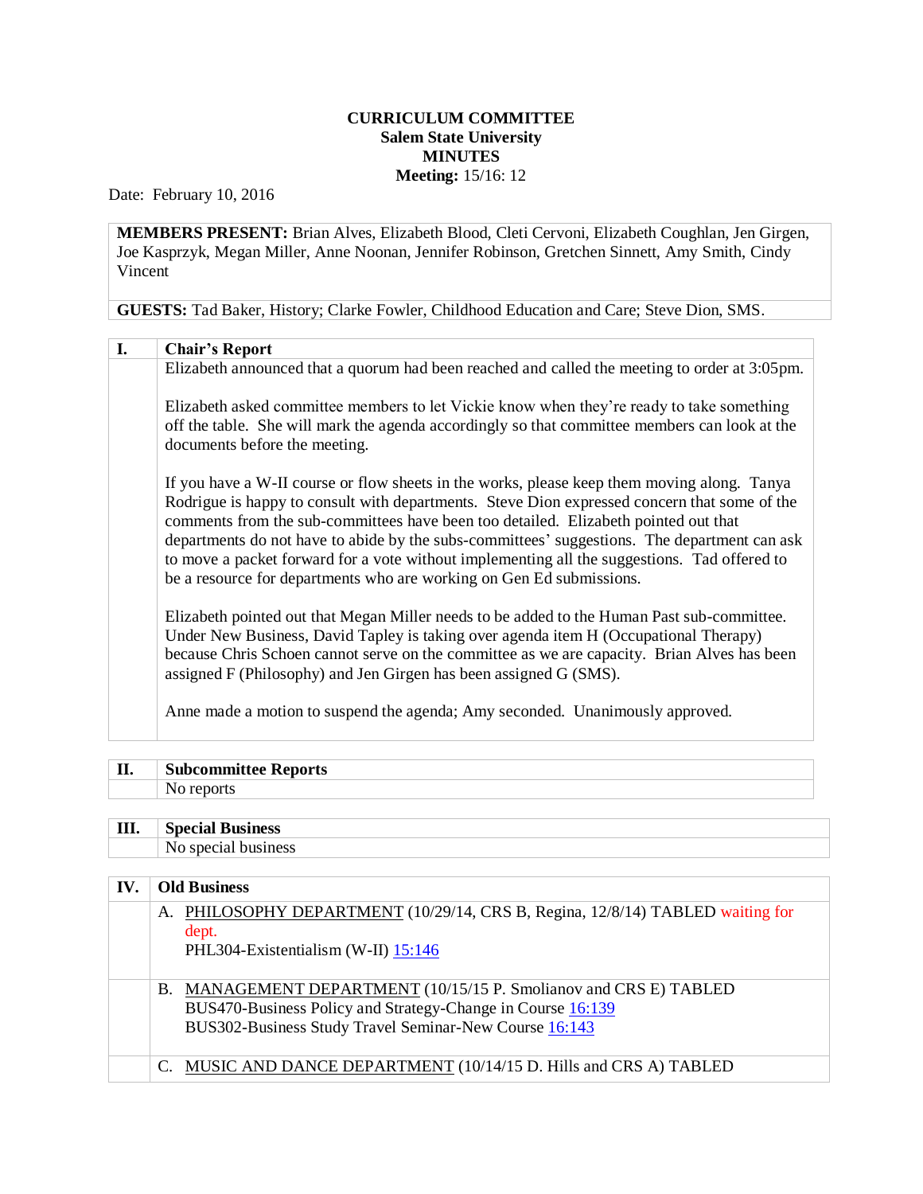**CURRICULUM COMMITTEE**
**Salem State University**
**MINUTES**
**Meeting:** 15/16: 12

Date: February 10, 2016

**MEMBERS PRESENT:** Brian Alves, Elizabeth Blood, Cleti Cervoni, Elizabeth Coughlan, Jen Girgen, Joe Kasprzyk, Megan Miller, Anne Noonan, Jennifer Robinson, Gretchen Sinnett, Amy Smith, Cindy Vincent

**GUESTS:** Tad Baker, History; Clarke Fowler, Childhood Education and Care; Steve Dion, SMS.

## I. Chair's Report

Elizabeth announced that a quorum had been reached and called the meeting to order at 3:05pm.

Elizabeth asked committee members to let Vickie know when they're ready to take something off the table. She will mark the agenda accordingly so that committee members can look at the documents before the meeting.

If you have a W-II course or flow sheets in the works, please keep them moving along. Tanya Rodrigue is happy to consult with departments. Steve Dion expressed concern that some of the comments from the sub-committees have been too detailed. Elizabeth pointed out that departments do not have to abide by the subs-committees' suggestions. The department can ask to move a packet forward for a vote without implementing all the suggestions. Tad offered to be a resource for departments who are working on Gen Ed submissions.

Elizabeth pointed out that Megan Miller needs to be added to the Human Past sub-committee. Under New Business, David Tapley is taking over agenda item H (Occupational Therapy) because Chris Schoen cannot serve on the committee as we are capacity. Brian Alves has been assigned F (Philosophy) and Jen Girgen has been assigned G (SMS).

Anne made a motion to suspend the agenda; Amy seconded. Unanimously approved.

## II. Subcommittee Reports

No reports

## III. Special Business

No special business

## IV. Old Business

A. PHILOSOPHY DEPARTMENT (10/29/14, CRS B, Regina, 12/8/14) TABLED waiting for dept.
PHL304-Existentialism (W-II) 15:146

B. MANAGEMENT DEPARTMENT (10/15/15 P. Smolianov and CRS E) TABLED
BUS470-Business Policy and Strategy-Change in Course 16:139
BUS302-Business Study Travel Seminar-New Course 16:143

C. MUSIC AND DANCE DEPARTMENT (10/14/15 D. Hills and CRS A) TABLED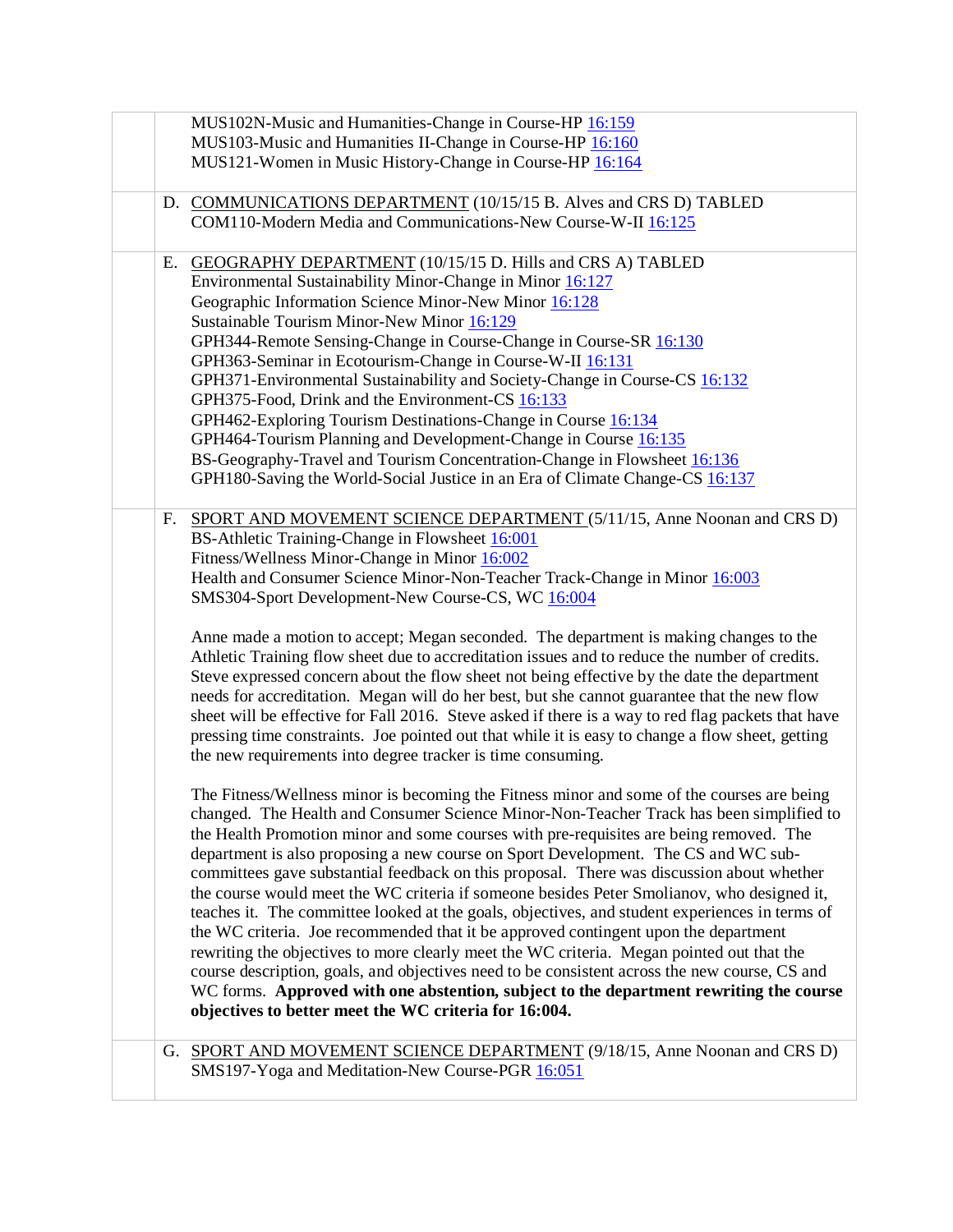MUS102N-Music and Humanities-Change in Course-HP 16:159
MUS103-Music and Humanities II-Change in Course-HP 16:160
MUS121-Women in Music History-Change in Course-HP 16:164

D. COMMUNICATIONS DEPARTMENT (10/15/15 B. Alves and CRS D) TABLED
COM110-Modern Media and Communications-New Course-W-II 16:125

E. GEOGRAPHY DEPARTMENT (10/15/15 D. Hills and CRS A) TABLED
Environmental Sustainability Minor-Change in Minor 16:127
Geographic Information Science Minor-New Minor 16:128
Sustainable Tourism Minor-New Minor 16:129
GPH344-Remote Sensing-Change in Course-Change in Course-SR 16:130
GPH363-Seminar in Ecotourism-Change in Course-W-II 16:131
GPH371-Environmental Sustainability and Society-Change in Course-CS 16:132
GPH375-Food, Drink and the Environment-CS 16:133
GPH462-Exploring Tourism Destinations-Change in Course 16:134
GPH464-Tourism Planning and Development-Change in Course 16:135
BS-Geography-Travel and Tourism Concentration-Change in Flowsheet 16:136
GPH180-Saving the World-Social Justice in an Era of Climate Change-CS 16:137

F. SPORT AND MOVEMENT SCIENCE DEPARTMENT (5/11/15, Anne Noonan and CRS D)
BS-Athletic Training-Change in Flowsheet 16:001
Fitness/Wellness Minor-Change in Minor 16:002
Health and Consumer Science Minor-Non-Teacher Track-Change in Minor 16:003
SMS304-Sport Development-New Course-CS, WC 16:004

Anne made a motion to accept; Megan seconded. The department is making changes to the Athletic Training flow sheet due to accreditation issues and to reduce the number of credits. Steve expressed concern about the flow sheet not being effective by the date the department needs for accreditation. Megan will do her best, but she cannot guarantee that the new flow sheet will be effective for Fall 2016. Steve asked if there is a way to red flag packets that have pressing time constraints. Joe pointed out that while it is easy to change a flow sheet, getting the new requirements into degree tracker is time consuming.

The Fitness/Wellness minor is becoming the Fitness minor and some of the courses are being changed. The Health and Consumer Science Minor-Non-Teacher Track has been simplified to the Health Promotion minor and some courses with pre-requisites are being removed. The department is also proposing a new course on Sport Development. The CS and WC sub-committees gave substantial feedback on this proposal. There was discussion about whether the course would meet the WC criteria if someone besides Peter Smolianov, who designed it, teaches it. The committee looked at the goals, objectives, and student experiences in terms of the WC criteria. Joe recommended that it be approved contingent upon the department rewriting the objectives to more clearly meet the WC criteria. Megan pointed out that the course description, goals, and objectives need to be consistent across the new course, CS and WC forms. **Approved with one abstention, subject to the department rewriting the course objectives to better meet the WC criteria for 16:004.**

G. SPORT AND MOVEMENT SCIENCE DEPARTMENT (9/18/15, Anne Noonan and CRS D)
SMS197-Yoga and Meditation-New Course-PGR 16:051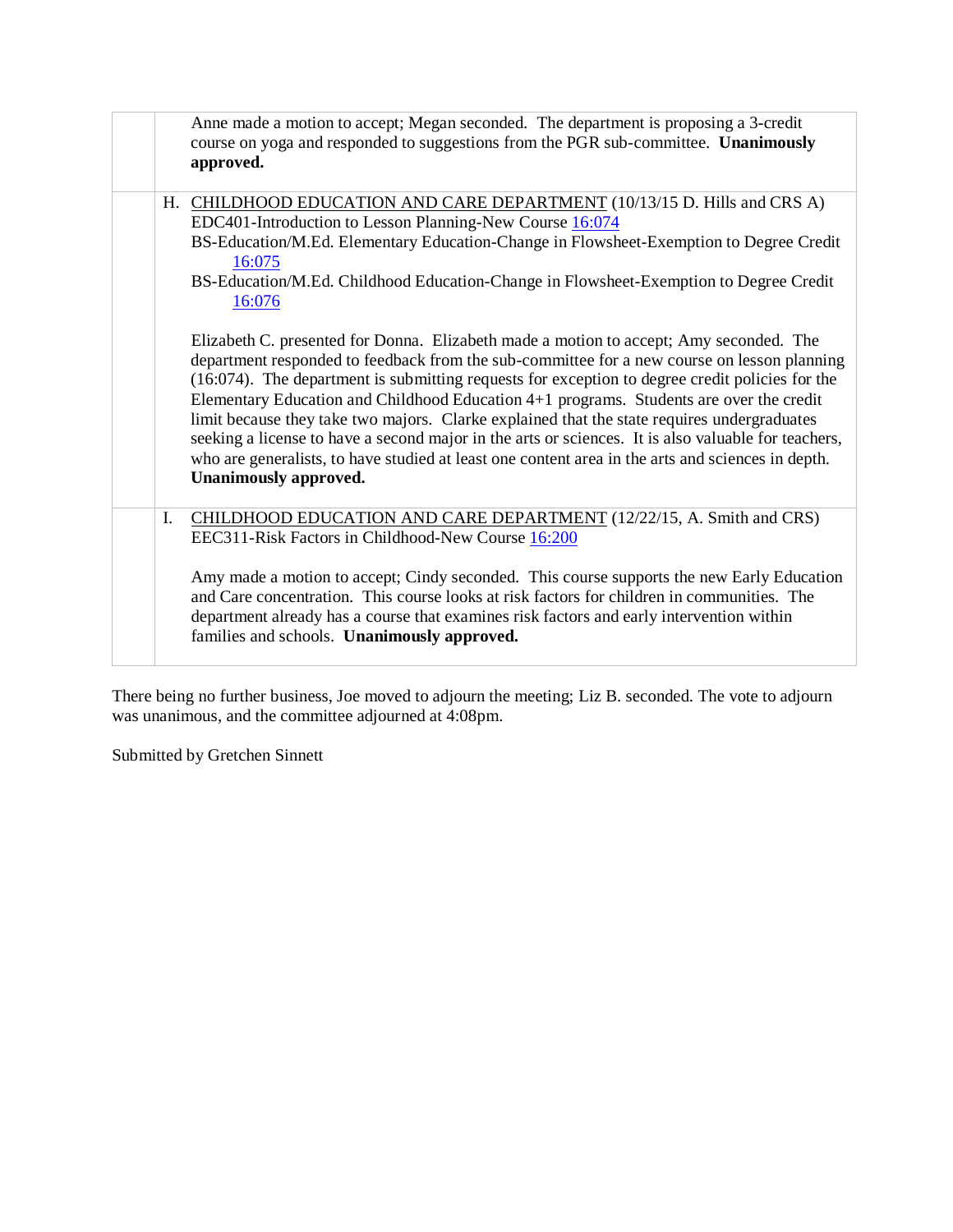| | |
|---|---|
| | Anne made a motion to accept; Megan seconded. The department is proposing a 3-credit course on yoga and responded to suggestions from the PGR sub-committee. **Unanimously approved.** |
| | H. CHILDHOOD EDUCATION AND CARE DEPARTMENT (10/13/15 D. Hills and CRS A)<br>EDC401-Introduction to Lesson Planning-New Course 16:074<br>BS-Education/M.Ed. Elementary Education-Change in Flowsheet-Exemption to Degree Credit 16:075<br>BS-Education/M.Ed. Childhood Education-Change in Flowsheet-Exemption to Degree Credit 16:076<br><br>Elizabeth C. presented for Donna. Elizabeth made a motion to accept; Amy seconded. The department responded to feedback from the sub-committee for a new course on lesson planning (16:074). The department is submitting requests for exception to degree credit policies for the Elementary Education and Childhood Education 4+1 programs. Students are over the credit limit because they take two majors. Clarke explained that the state requires undergraduates seeking a license to have a second major in the arts or sciences. It is also valuable for teachers, who are generalists, to have studied at least one content area in the arts and sciences in depth. **Unanimously approved.** |
| | I. CHILDHOOD EDUCATION AND CARE DEPARTMENT (12/22/15, A. Smith and CRS)<br>EEC311-Risk Factors in Childhood-New Course 16:200<br><br>Amy made a motion to accept; Cindy seconded. This course supports the new Early Education and Care concentration. This course looks at risk factors for children in communities. The department already has a course that examines risk factors and early intervention within families and schools. **Unanimously approved.** |

There being no further business, Joe moved to adjourn the meeting; Liz B. seconded. The vote to adjourn was unanimous, and the committee adjourned at 4:08pm.

Submitted by Gretchen Sinnett